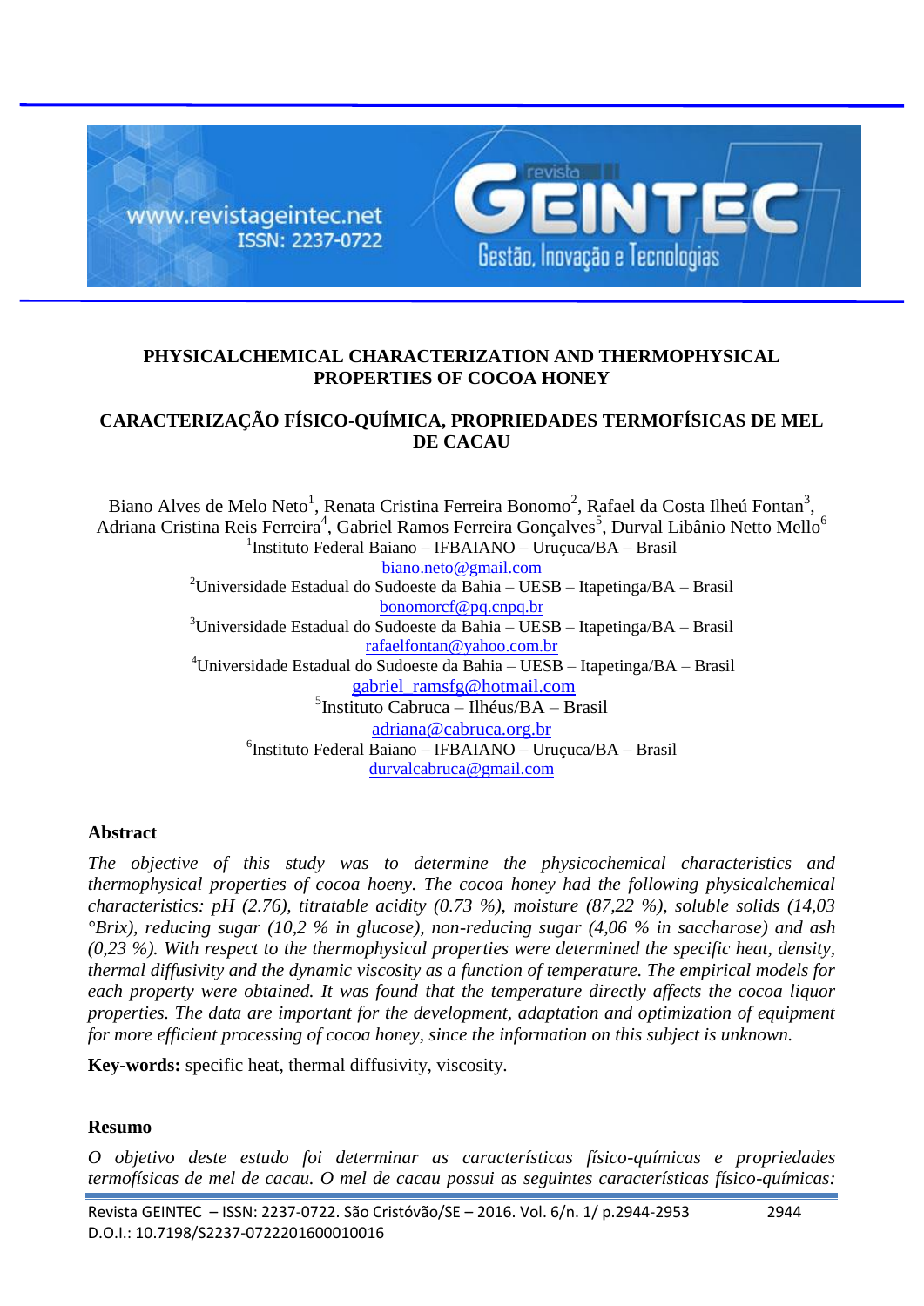# PHYSICALCHEMICAL CHARACTERIZATION AND THERMOPHYSICAL PROPERTIES OF COCOA HONEY

# CARACTERIZAÇÃO FÍSICO-QUÍMICA, PROPRIEDADES TERMOFÍSICAS DE MEL DE CACAU

Biano Alves de Melo Neto[1], Renata Cristina Ferreira Bonomo[2], Rafael da Costa Ilheú Fontan[3], Adriana Cristina Reis Ferreira[4], Gabriel Ramos Ferreira Gonçalves[5], Durval Libânio Netto Mello[6]

[1]Instituto Federal Baiano – IFBAIANO – Uruçuca/BA – Brasil
biano.neto@gmail.com

[2]Universidade Estadual do Sudoeste da Bahia – UESB – Itapetinga/BA – Brasil
bonomorcf@pq.cnpq.br

[3]Universidade Estadual do Sudoeste da Bahia – UESB – Itapetinga/BA – Brasil
rafaelfontan@yahoo.com.br

[4]Universidade Estadual do Sudoeste da Bahia – UESB – Itapetinga/BA – Brasil
gabriel_ramsfg@hotmail.com

[5]Instituto Cabruca – Ilhéus/BA – Brasil
adriana@cabruca.org.br

[6]Instituto Federal Baiano – IFBAIANO – Uruçuca/BA – Brasil
durvalcabruca@gmail.com

## Abstract

*The objective of this study was to determine the physicochemical characteristics and thermophysical properties of cocoa hoeny. The cocoa honey had the following physicalchemical characteristics: pH (2.76), titratable acidity (0.73 %), moisture (87,22 %), soluble solids (14,03 °Brix), reducing sugar (10,2 % in glucose), non-reducing sugar (4,06 % in saccharose) and ash (0,23 %). With respect to the thermophysical properties were determined the specific heat, density, thermal diffusivity and the dynamic viscosity as a function of temperature. The empirical models for each property were obtained. It was found that the temperature directly affects the cocoa liquor properties. The data are important for the development, adaptation and optimization of equipment for more efficient processing of cocoa honey, since the information on this subject is unknown.*

**Key-words:** specific heat, thermal diffusivity, viscosity.

## Resumo

*O objetivo deste estudo foi determinar as características físico-químicas e propriedades termofísicas de mel de cacau. O mel de cacau possui as seguintes características físico-químicas:*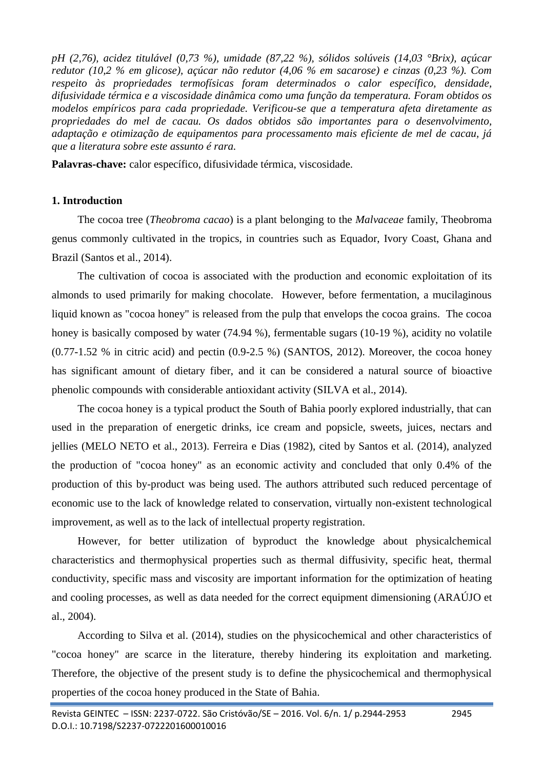*pH (2,76), acidez titulável (0,73 %), umidade (87,22 %), sólidos solúveis (14,03 °Brix), açúcar redutor (10,2 % em glicose), açúcar não redutor (4,06 % em sacarose) e cinzas (0,23 %). Com respeito às propriedades termofísicas foram determinados o calor específico, densidade, difusividade térmica e a viscosidade dinâmica como uma função da temperatura. Foram obtidos os modelos empíricos para cada propriedade. Verificou-se que a temperatura afeta diretamente as propriedades do mel de cacau. Os dados obtidos são importantes para o desenvolvimento, adaptação e otimização de equipamentos para processamento mais eficiente de mel de cacau, já que a literatura sobre este assunto é rara.*

**Palavras-chave:** calor específico, difusividade térmica, viscosidade.

## 1. Introduction

The cocoa tree (*Theobroma cacao*) is a plant belonging to the *Malvaceae* family, Theobroma genus commonly cultivated in the tropics, in countries such as Equador, Ivory Coast, Ghana and Brazil (Santos et al., 2014).

The cultivation of cocoa is associated with the production and economic exploitation of its almonds to used primarily for making chocolate. However, before fermentation, a mucilaginous liquid known as "cocoa honey" is released from the pulp that envelops the cocoa grains. The cocoa honey is basically composed by water (74.94 %), fermentable sugars (10-19 %), acidity no volatile (0.77-1.52 % in citric acid) and pectin (0.9-2.5 %) (SANTOS, 2012). Moreover, the cocoa honey has significant amount of dietary fiber, and it can be considered a natural source of bioactive phenolic compounds with considerable antioxidant activity (SILVA et al., 2014).

The cocoa honey is a typical product the South of Bahia poorly explored industrially, that can used in the preparation of energetic drinks, ice cream and popsicle, sweets, juices, nectars and jellies (MELO NETO et al., 2013). Ferreira e Dias (1982), cited by Santos et al. (2014), analyzed the production of "cocoa honey" as an economic activity and concluded that only 0.4% of the production of this by-product was being used. The authors attributed such reduced percentage of economic use to the lack of knowledge related to conservation, virtually non-existent technological improvement, as well as to the lack of intellectual property registration.

However, for better utilization of byproduct the knowledge about physicalchemical characteristics and thermophysical properties such as thermal diffusivity, specific heat, thermal conductivity, specific mass and viscosity are important information for the optimization of heating and cooling processes, as well as data needed for the correct equipment dimensioning (ARAÚJO et al., 2004).

According to Silva et al. (2014), studies on the physicochemical and other characteristics of "cocoa honey" are scarce in the literature, thereby hindering its exploitation and marketing. Therefore, the objective of the present study is to define the physicochemical and thermophysical properties of the cocoa honey produced in the State of Bahia.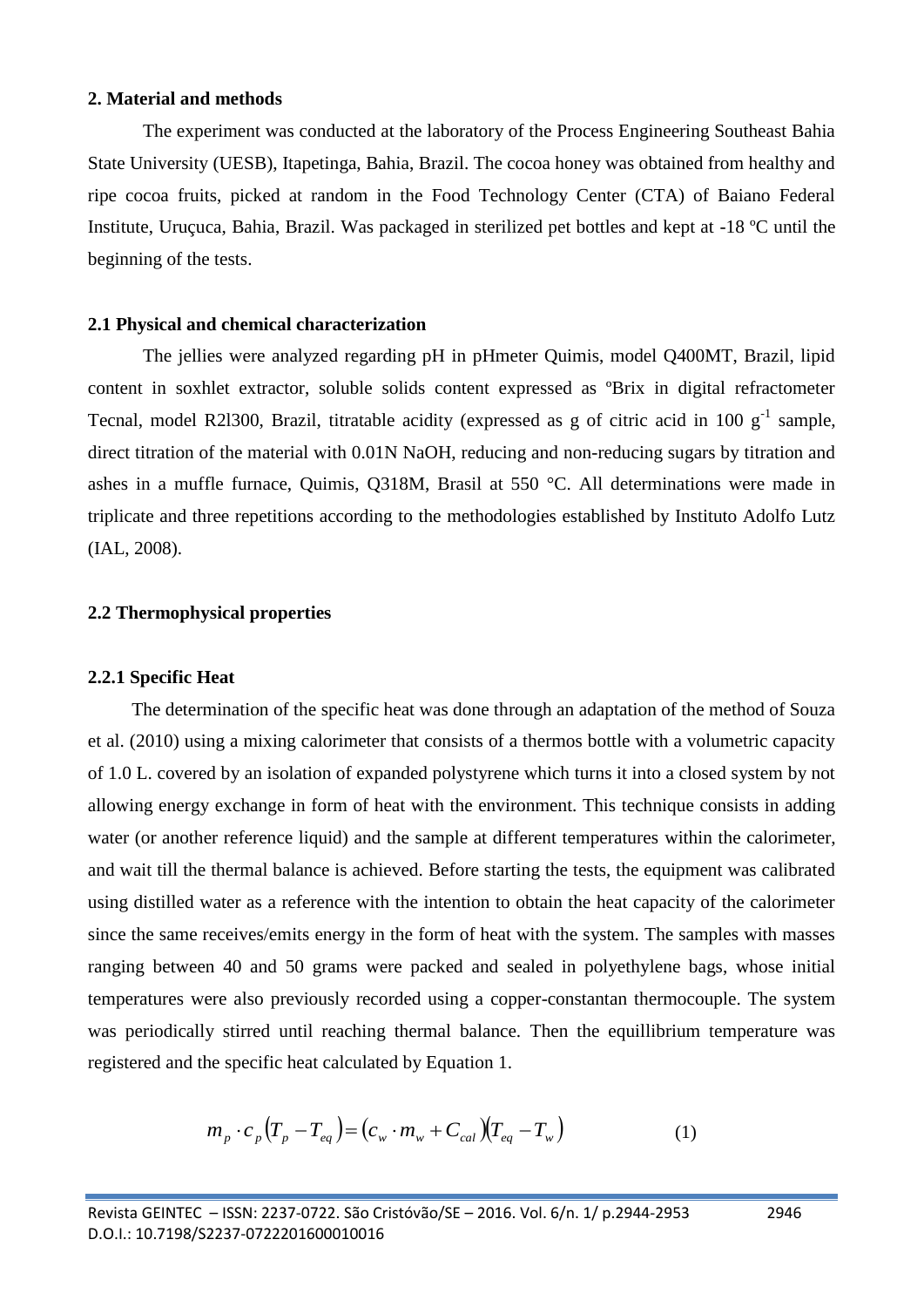## 2. Material and methods

The experiment was conducted at the laboratory of the Process Engineering Southeast Bahia State University (UESB), Itapetinga, Bahia, Brazil. The cocoa honey was obtained from healthy and ripe cocoa fruits, picked at random in the Food Technology Center (CTA) of Baiano Federal Institute, Uruçuca, Bahia, Brazil. Was packaged in sterilized pet bottles and kept at -18 ºC until the beginning of the tests.

### 2.1 Physical and chemical characterization

The jellies were analyzed regarding pH in pHmeter Quimis, model Q400MT, Brazil, lipid content in soxhlet extractor, soluble solids content expressed as ºBrix in digital refractometer Tecnal, model R2l300, Brazil, titratable acidity (expressed as g of citric acid in 100 $g^{-1}$ sample, direct titration of the material with 0.01N NaOH, reducing and non-reducing sugars by titration and ashes in a muffle furnace, Quimis, Q318M, Brasil at 550 °C. All determinations were made in triplicate and three repetitions according to the methodologies established by Instituto Adolfo Lutz (IAL, 2008).

### 2.2 Thermophysical properties

#### 2.2.1 Specific Heat

The determination of the specific heat was done through an adaptation of the method of Souza et al. (2010) using a mixing calorimeter that consists of a thermos bottle with a volumetric capacity of 1.0 L. covered by an isolation of expanded polystyrene which turns it into a closed system by not allowing energy exchange in form of heat with the environment. This technique consists in adding water (or another reference liquid) and the sample at different temperatures within the calorimeter, and wait till the thermal balance is achieved. Before starting the tests, the equipment was calibrated using distilled water as a reference with the intention to obtain the heat capacity of the calorimeter since the same receives/emits energy in the form of heat with the system. The samples with masses ranging between 40 and 50 grams were packed and sealed in polyethylene bags, whose initial temperatures were also previously recorded using a copper-constantan thermocouple. The system was periodically stirred until reaching thermal balance. Then the equillibrium temperature was registered and the specific heat calculated by Equation 1.

$$m_p \cdot c_p \left(T_p - T_{eq}\right) = \left(c_w \cdot m_w + C_{cal}\right)\left(T_{eq} - T_w\right) \quad (1)$$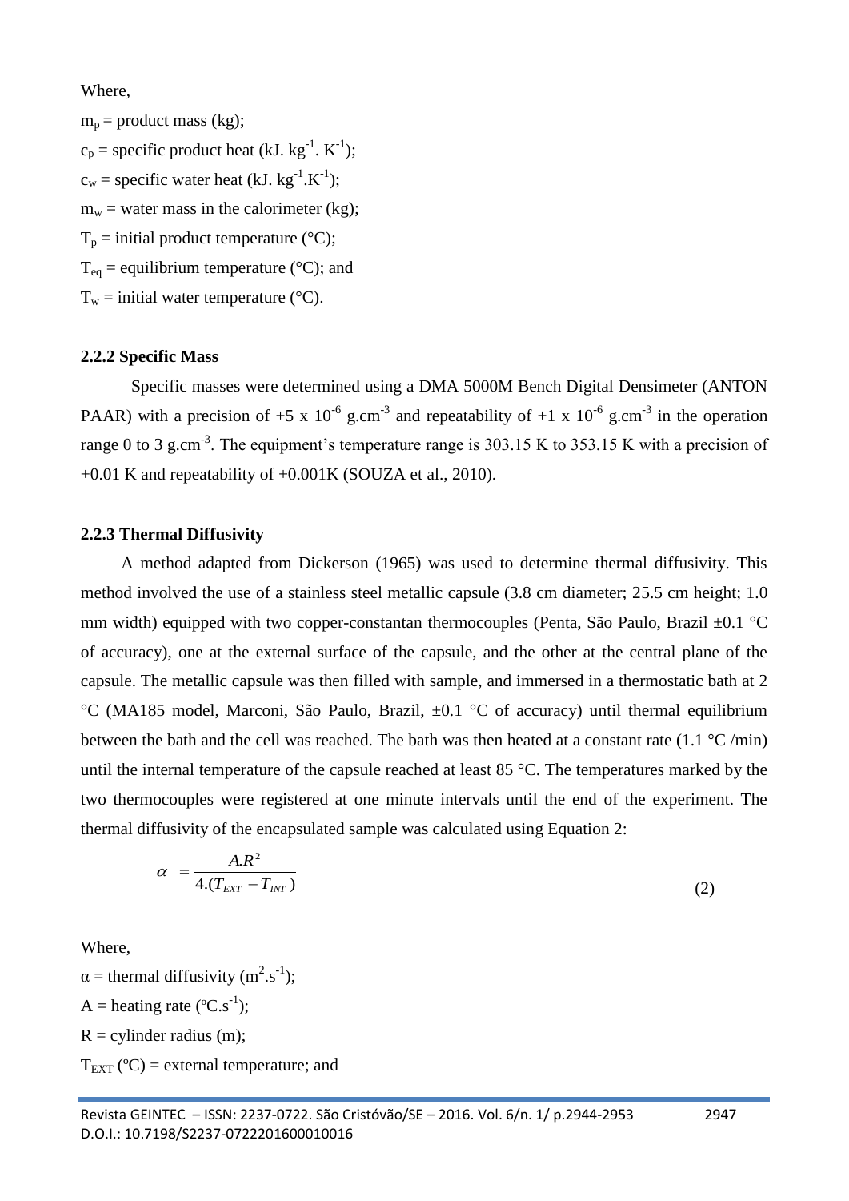Where,

$m_p$ = product mass (kg);

$c_p$ = specific product heat (kJ. $kg^{-1}$. $K^{-1}$);

$c_w$ = specific water heat (kJ. $kg^{-1}$.$K^{-1}$);

$m_w$ = water mass in the calorimeter (kg);

$T_p$ = initial product temperature (°C);

$T_{eq}$ = equilibrium temperature (°C); and

$T_w$ = initial water temperature (°C).

### 2.2.2 Specific Mass

Specific masses were determined using a DMA 5000M Bench Digital Densimeter (ANTON PAAR) with a precision of +5 x $10^{-6}$ g.$cm^{-3}$ and repeatability of +1 x $10^{-6}$ g.$cm^{-3}$ in the operation range 0 to 3 g.$cm^{-3}$. The equipment's temperature range is 303.15 K to 353.15 K with a precision of +0.01 K and repeatability of +0.001K (SOUZA et al., 2010).

### 2.2.3 Thermal Diffusivity

A method adapted from Dickerson (1965) was used to determine thermal diffusivity. This method involved the use of a stainless steel metallic capsule (3.8 cm diameter; 25.5 cm height; 1.0 mm width) equipped with two copper-constantan thermocouples (Penta, São Paulo, Brazil ±0.1 °C of accuracy), one at the external surface of the capsule, and the other at the central plane of the capsule. The metallic capsule was then filled with sample, and immersed in a thermostatic bath at 2 °C (MA185 model, Marconi, São Paulo, Brazil, ±0.1 °C of accuracy) until thermal equilibrium between the bath and the cell was reached. The bath was then heated at a constant rate (1.1 °C /min) until the internal temperature of the capsule reached at least 85 °C. The temperatures marked by the two thermocouples were registered at one minute intervals until the end of the experiment. The thermal diffusivity of the encapsulated sample was calculated using Equation 2:

$$\alpha = \frac{A.R^2}{4.(T_{EXT} - T_{INT})} \tag{2}$$

Where,

$\alpha$ = thermal diffusivity ($m^2$.$s^{-1}$);

A = heating rate (ºC.$s^{-1}$);

R = cylinder radius (m);

$T_{EXT}$ (ºC) = external temperature; and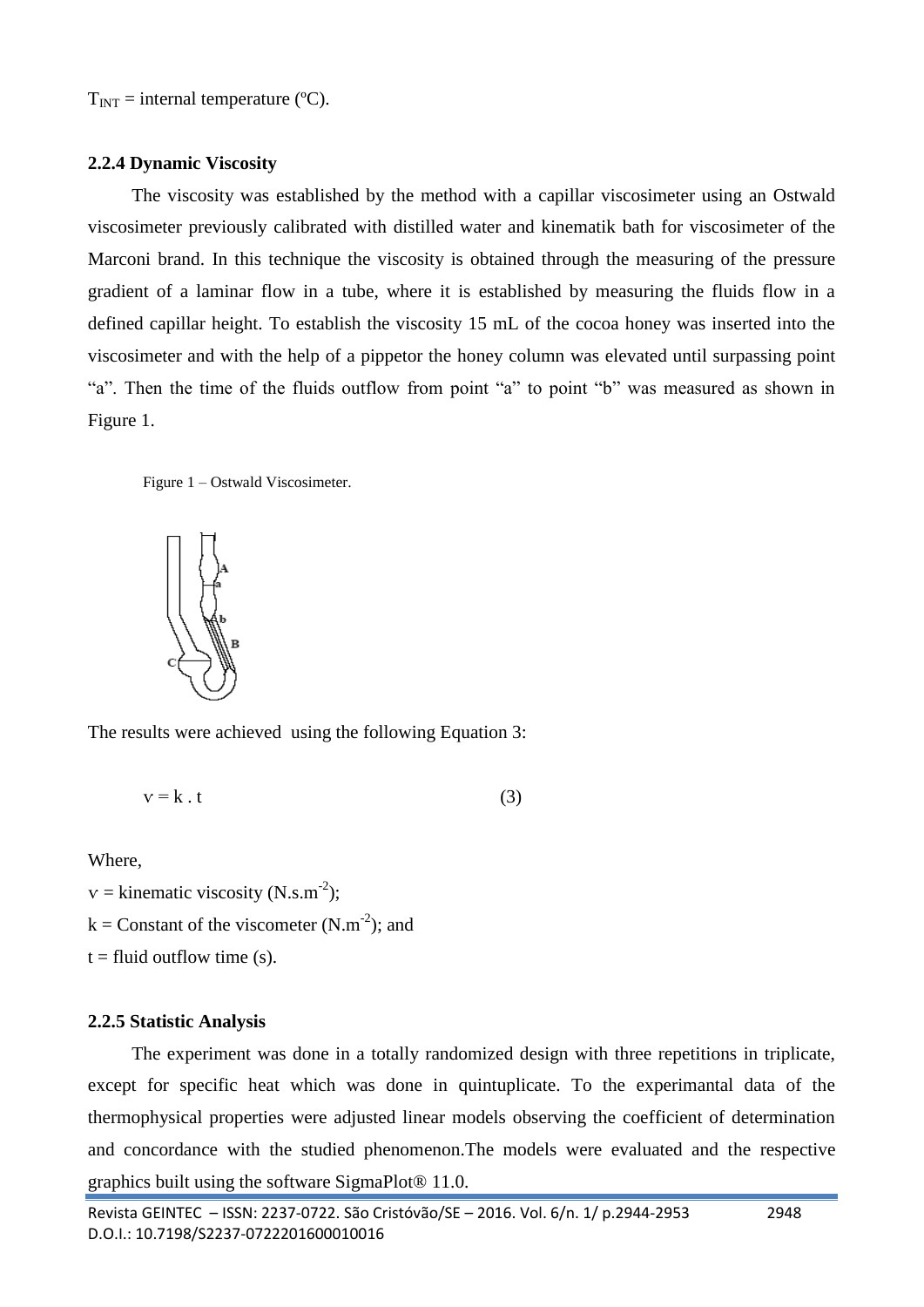$T_{INT}$ = internal temperature (ºC).

### 2.2.4 Dynamic Viscosity

The viscosity was established by the method with a capillar viscosimeter using an Ostwald viscosimeter previously calibrated with distilled water and kinematik bath for viscosimeter of the Marconi brand. In this technique the viscosity is obtained through the measuring of the pressure gradient of a laminar flow in a tube, where it is established by measuring the fluids flow in a defined capillar height. To establish the viscosity 15 mL of the cocoa honey was inserted into the viscosimeter and with the help of a pippetor the honey column was elevated until surpassing point "a". Then the time of the fluids outflow from point "a" to point "b" was measured as shown in Figure 1.

Figure 1 – Ostwald Viscosimeter.

The results were achieved using the following Equation 3:

$$\nu = k \cdot t \tag{3}$$

Where,

$\nu$ = kinematic viscosity ($N.s.m^{-2}$);

$k$ = Constant of the viscometer ($N.m^{-2}$); and

$t$ = fluid outflow time (s).

### 2.2.5 Statistic Analysis

The experiment was done in a totally randomized design with three repetitions in triplicate, except for specific heat which was done in quintuplicate. To the experimantal data of the thermophysical properties were adjusted linear models observing the coefficient of determination and concordance with the studied phenomenon.The models were evaluated and the respective graphics built using the software SigmaPlot® 11.0.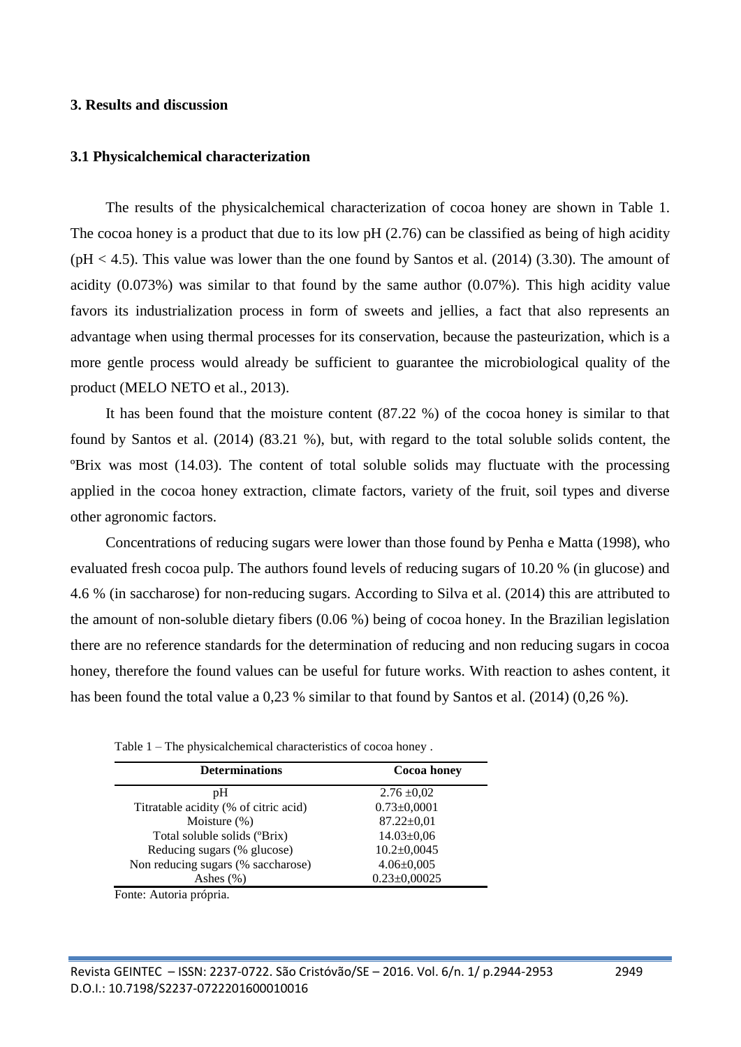### 3. Results and discussion

#### 3.1 Physicalchemical characterization

The results of the physicalchemical characterization of cocoa honey are shown in Table 1. The cocoa honey is a product that due to its low pH (2.76) can be classified as being of high acidity (pH < 4.5). This value was lower than the one found by Santos et al. (2014) (3.30). The amount of acidity (0.073%) was similar to that found by the same author (0.07%). This high acidity value favors its industrialization process in form of sweets and jellies, a fact that also represents an advantage when using thermal processes for its conservation, because the pasteurization, which is a more gentle process would already be sufficient to guarantee the microbiological quality of the product (MELO NETO et al., 2013).

It has been found that the moisture content (87.22 %) of the cocoa honey is similar to that found by Santos et al. (2014) (83.21 %), but, with regard to the total soluble solids content, the ºBrix was most (14.03). The content of total soluble solids may fluctuate with the processing applied in the cocoa honey extraction, climate factors, variety of the fruit, soil types and diverse other agronomic factors.

Concentrations of reducing sugars were lower than those found by Penha e Matta (1998), who evaluated fresh cocoa pulp. The authors found levels of reducing sugars of 10.20 % (in glucose) and 4.6 % (in saccharose) for non-reducing sugars. According to Silva et al. (2014) this are attributed to the amount of non-soluble dietary fibers (0.06 %) being of cocoa honey. In the Brazilian legislation there are no reference standards for the determination of reducing and non reducing sugars in cocoa honey, therefore the found values can be useful for future works. With reaction to ashes content, it has been found the total value a 0,23 % similar to that found by Santos et al. (2014) (0,26 %).

Table 1 – The physicalchemical characteristics of cocoa honey .

| Determinations | Cocoa honey |
|---|---|
| pH | 2.76 ±0,02 |
| Titratable acidity (% of citric acid) | 0.73±0,0001 |
| Moisture (%) | 87.22±0,01 |
| Total soluble solids (ºBrix) | 14.03±0,06 |
| Reducing sugars (% glucose) | 10.2±0,0045 |
| Non reducing sugars (% saccharose) | 4.06±0,005 |
| Ashes (%) | 0.23±0,00025 |

Fonte: Autoria própria.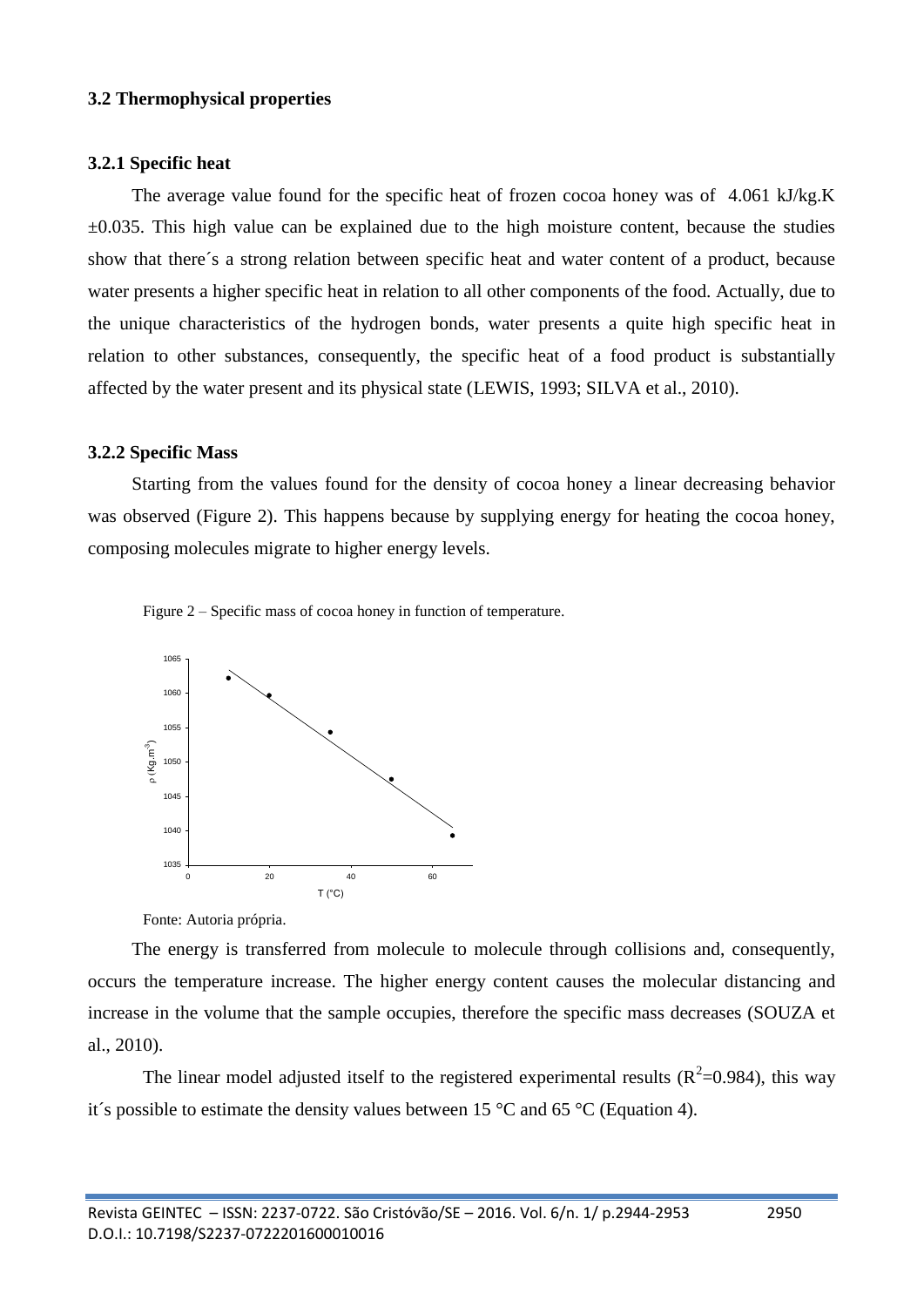### 3.2 Thermophysical properties

#### 3.2.1 Specific heat

The average value found for the specific heat of frozen cocoa honey was of 4.061 kJ/kg.K ±0.035. This high value can be explained due to the high moisture content, because the studies show that there´s a strong relation between specific heat and water content of a product, because water presents a higher specific heat in relation to all other components of the food. Actually, due to the unique characteristics of the hydrogen bonds, water presents a quite high specific heat in relation to other substances, consequently, the specific heat of a food product is substantially affected by the water present and its physical state (LEWIS, 1993; SILVA et al., 2010).

#### 3.2.2 Specific Mass

Starting from the values found for the density of cocoa honey a linear decreasing behavior was observed (Figure 2). This happens because by supplying energy for heating the cocoa honey, composing molecules migrate to higher energy levels.

Figure 2 – Specific mass of cocoa honey in function of temperature.

Fonte: Autoria própria.

The energy is transferred from molecule to molecule through collisions and, consequently, occurs the temperature increase. The higher energy content causes the molecular distancing and increase in the volume that the sample occupies, therefore the specific mass decreases (SOUZA et al., 2010).

The linear model adjusted itself to the registered experimental results ($R^2$=0.984), this way it´s possible to estimate the density values between 15 °C and 65 °C (Equation 4).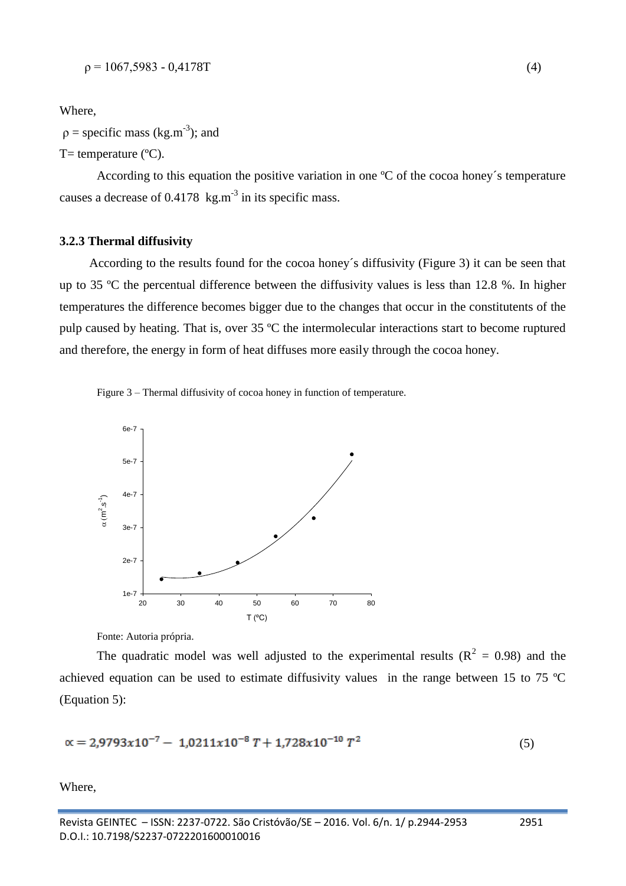$$\rho = 1067{,}5983 - 0{,}4178T \qquad (4)$$

Where,

$\rho$ = specific mass (kg.m$^{-3}$); and

T= temperature (ºC).

According to this equation the positive variation in one ºC of the cocoa honey´s temperature causes a decrease of 0.4178 kg.m$^{-3}$ in its specific mass.

### 3.2.3 Thermal diffusivity

According to the results found for the cocoa honey´s diffusivity (Figure 3) it can be seen that up to 35 ºC the percentual difference between the diffusivity values is less than 12.8 %. In higher temperatures the difference becomes bigger due to the changes that occur in the constitutents of the pulp caused by heating. That is, over 35 ºC the intermolecular interactions start to become ruptured and therefore, the energy in form of heat diffuses more easily through the cocoa honey.

Figure 3 – Thermal diffusivity of cocoa honey in function of temperature.

Fonte: Autoria própria.

The quadratic model was well adjusted to the experimental results ($R^2$ = 0.98) and the achieved equation can be used to estimate diffusivity values in the range between 15 to 75 ºC (Equation 5):

$$\alpha = 2{,}9793x10^{-7} - 1{,}0211x10^{-8}\, T + 1{,}728x10^{-10}\, T^2 \qquad (5)$$

Where,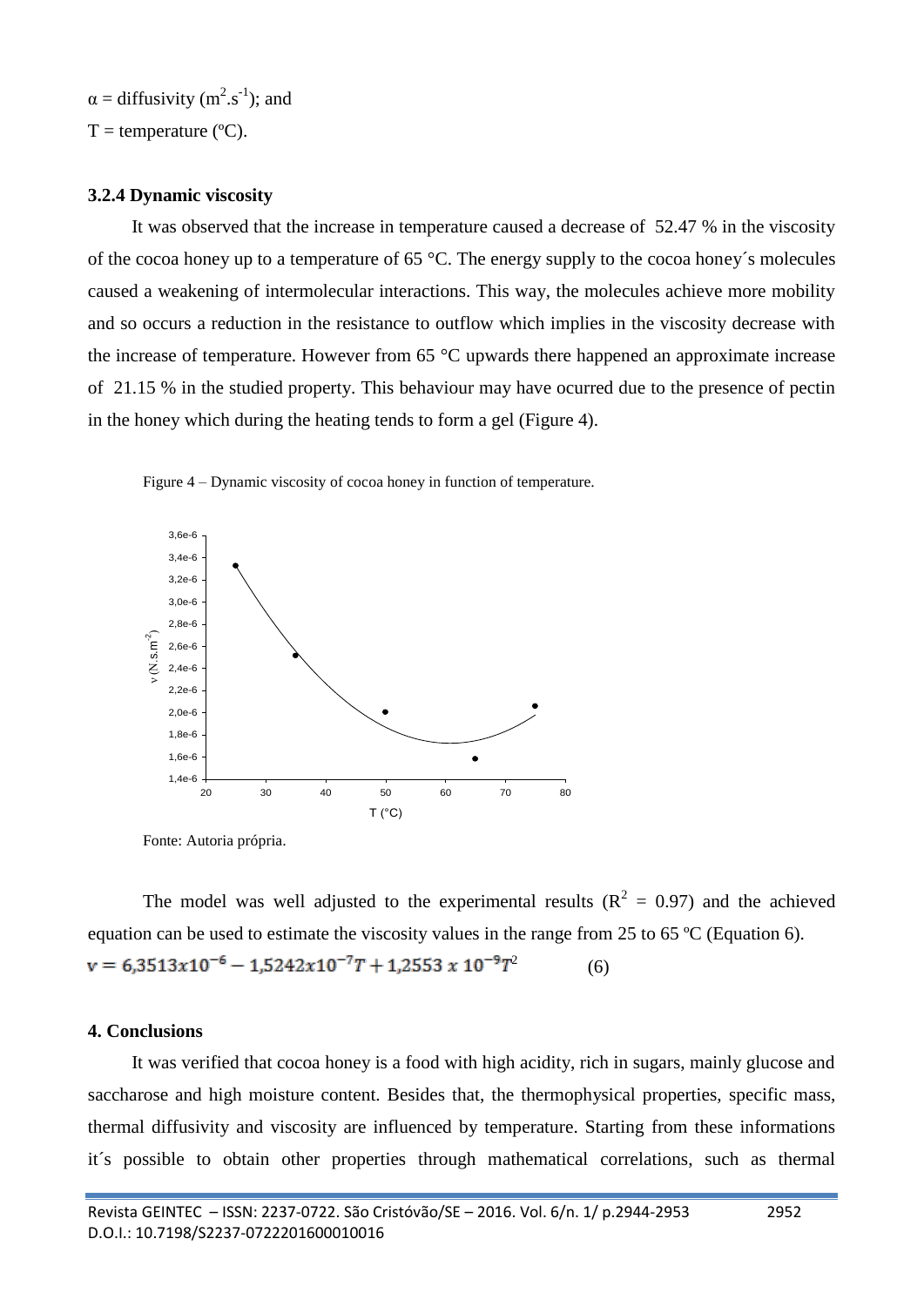$\alpha$ = diffusivity ($m^2.s^{-1}$); and

T = temperature (ºC).

### 3.2.4 Dynamic viscosity

It was observed that the increase in temperature caused a decrease of 52.47 % in the viscosity of the cocoa honey up to a temperature of 65 °C. The energy supply to the cocoa honey´s molecules caused a weakening of intermolecular interactions. This way, the molecules achieve more mobility and so occurs a reduction in the resistance to outflow which implies in the viscosity decrease with the increase of temperature. However from 65 °C upwards there happened an approximate increase of 21.15 % in the studied property. This behaviour may have ocurred due to the presence of pectin in the honey which during the heating tends to form a gel (Figure 4).

Figure 4 – Dynamic viscosity of cocoa honey in function of temperature.

Fonte: Autoria própria.

The model was well adjusted to the experimental results ($R^2$ = 0.97) and the achieved equation can be used to estimate the viscosity values in the range from 25 to 65 ºC (Equation 6).

$$v = 6{,}3513x10^{-6} - 1{,}5242x10^{-7}T + 1{,}2553\ x\ 10^{-9}T^2 \quad (6)$$

## 4. Conclusions

It was verified that cocoa honey is a food with high acidity, rich in sugars, mainly glucose and saccharose and high moisture content. Besides that, the thermophysical properties, specific mass, thermal diffusivity and viscosity are influenced by temperature. Starting from these informations it´s possible to obtain other properties through mathematical correlations, such as thermal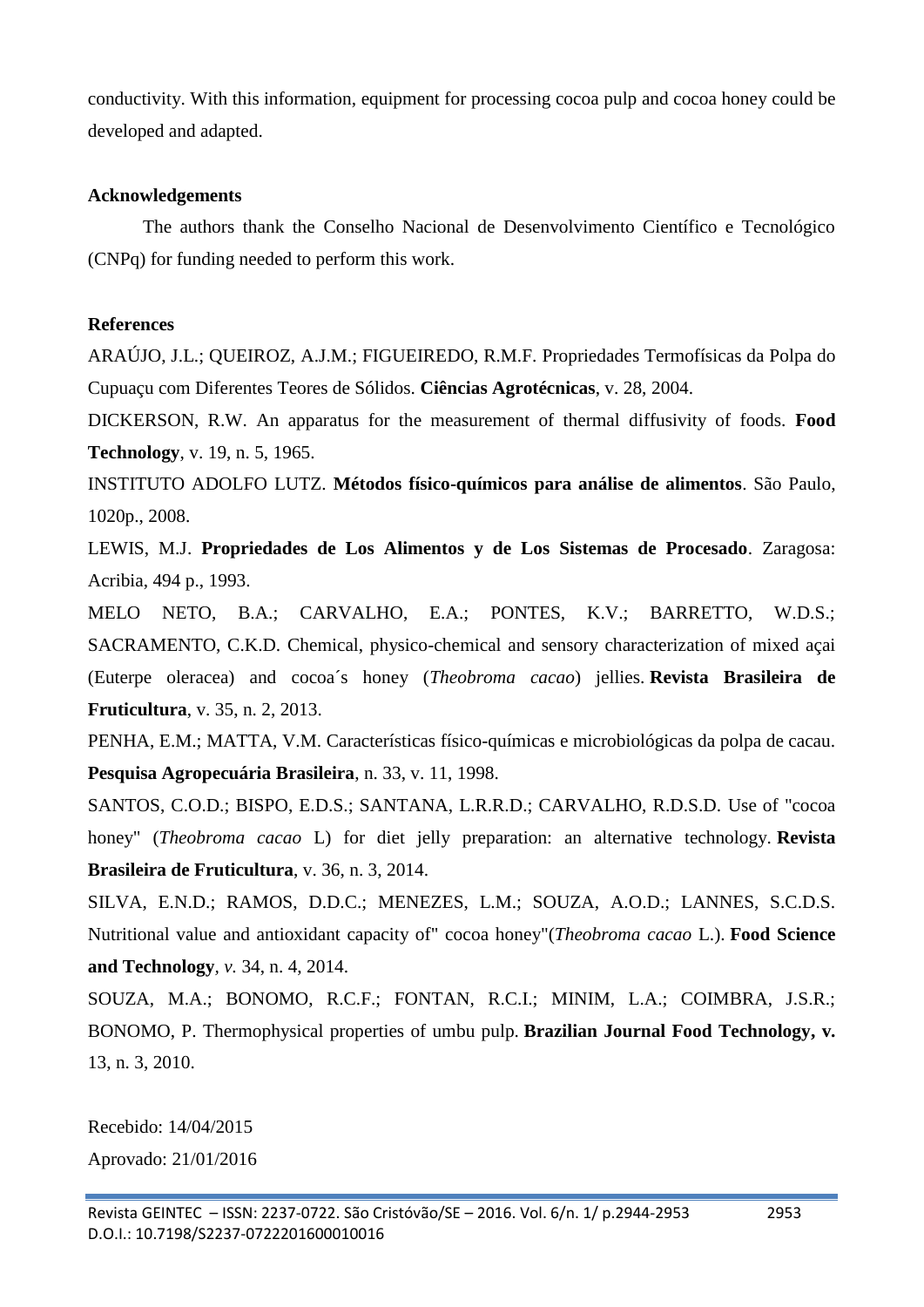conductivity. With this information, equipment for processing cocoa pulp and cocoa honey could be developed and adapted.

## Acknowledgements

The authors thank the Conselho Nacional de Desenvolvimento Científico e Tecnológico (CNPq) for funding needed to perform this work.

## References

ARAÚJO, J.L.; QUEIROZ, A.J.M.; FIGUEIREDO, R.M.F. Propriedades Termofísicas da Polpa do Cupuaçu com Diferentes Teores de Sólidos. **Ciências Agrotécnicas**, v. 28, 2004.

DICKERSON, R.W. An apparatus for the measurement of thermal diffusivity of foods. **Food Technology**, v. 19, n. 5, 1965.

INSTITUTO ADOLFO LUTZ. **Métodos físico-químicos para análise de alimentos**. São Paulo, 1020p., 2008.

LEWIS, M.J. **Propriedades de Los Alimentos y de Los Sistemas de Procesado**. Zaragosa: Acribia, 494 p., 1993.

MELO NETO, B.A.; CARVALHO, E.A.; PONTES, K.V.; BARRETTO, W.D.S.; SACRAMENTO, C.K.D. Chemical, physico-chemical and sensory characterization of mixed açai (Euterpe oleracea) and cocoa´s honey (*Theobroma cacao*) jellies. **Revista Brasileira de Fruticultura**, v. 35, n. 2, 2013.

PENHA, E.M.; MATTA, V.M. Características físico-químicas e microbiológicas da polpa de cacau. **Pesquisa Agropecuária Brasileira**, n. 33, v. 11, 1998.

SANTOS, C.O.D.; BISPO, E.D.S.; SANTANA, L.R.R.D.; CARVALHO, R.D.S.D. Use of "cocoa honey" (*Theobroma cacao* L) for diet jelly preparation: an alternative technology. **Revista Brasileira de Fruticultura**, v. 36, n. 3, 2014.

SILVA, E.N.D.; RAMOS, D.D.C.; MENEZES, L.M.; SOUZA, A.O.D.; LANNES, S.C.D.S. Nutritional value and antioxidant capacity of" cocoa honey"(*Theobroma cacao* L.). **Food Science and Technology**, *v.* 34, n. 4, 2014.

SOUZA, M.A.; BONOMO, R.C.F.; FONTAN, R.C.I.; MINIM, L.A.; COIMBRA, J.S.R.; BONOMO, P. Thermophysical properties of umbu pulp. **Brazilian Journal Food Technology, v.** 13, n. 3, 2010.

Recebido: 14/04/2015

Aprovado: 21/01/2016